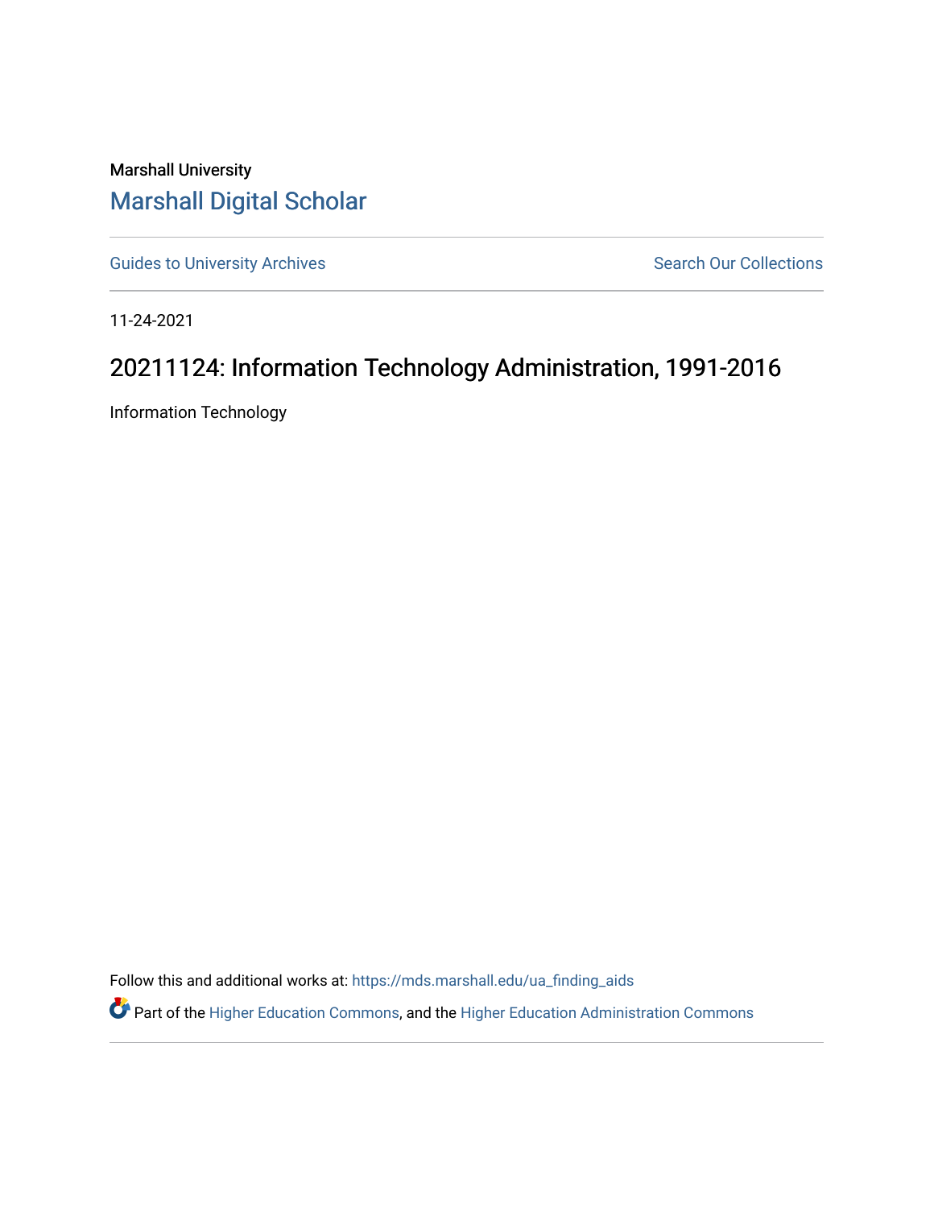Marshall University

Marshall Digital Scholar

Guides to University Archives

Search Our Collections

11-24-2021

# 20211124: Information Technology Administration, 1991-2016

Information Technology

Follow this and additional works at: https://mds.marshall.edu/ua_finding_aids

Part of the Higher Education Commons, and the Higher Education Administration Commons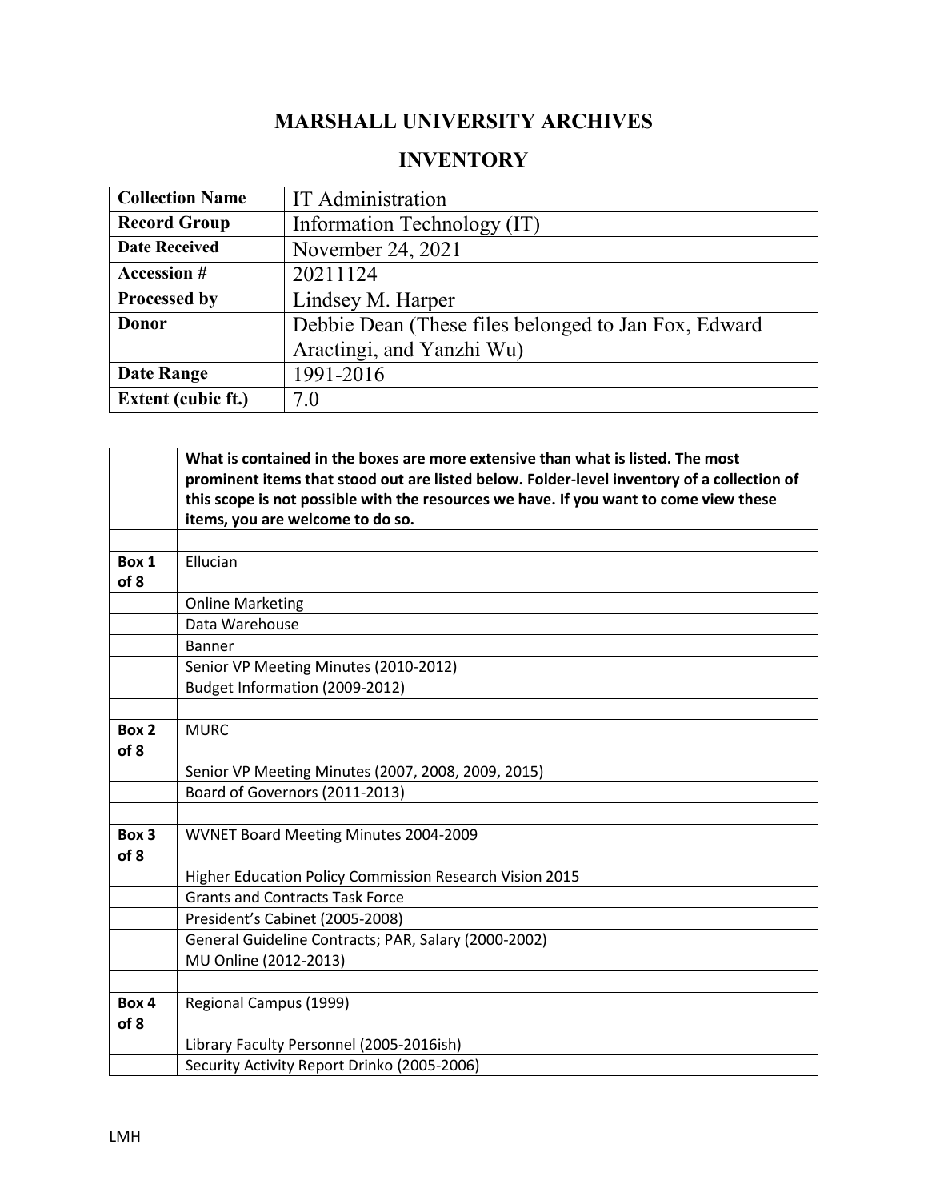# MARSHALL UNIVERSITY ARCHIVES

## INVENTORY

| Collection Name | IT Administration |
|---|---|
| Record Group | Information Technology (IT) |
| Date Received | November 24, 2021 |
| Accession # | 20211124 |
| Processed by | Lindsey M. Harper |
| Donor | Debbie Dean (These files belonged to Jan Fox, Edward Aractingi, and Yanzhi Wu) |
| Date Range | 1991-2016 |
| Extent (cubic ft.) | 7.0 |

| | **What is contained in the boxes are more extensive than what is listed. The most prominent items that stood out are listed below. Folder-level inventory of a collection of this scope is not possible with the resources we have. If you want to come view these items, you are welcome to do so.** |
|---|---|
| | |
| **Box 1 of 8** | Ellucian |
| | Online Marketing |
| | Data Warehouse |
| | Banner |
| | Senior VP Meeting Minutes (2010-2012) |
| | Budget Information (2009-2012) |
| | |
| **Box 2 of 8** | MURC |
| | Senior VP Meeting Minutes (2007, 2008, 2009, 2015) |
| | Board of Governors (2011-2013) |
| | |
| **Box 3 of 8** | WVNET Board Meeting Minutes 2004-2009 |
| | Higher Education Policy Commission Research Vision 2015 |
| | Grants and Contracts Task Force |
| | President's Cabinet (2005-2008) |
| | General Guideline Contracts; PAR, Salary (2000-2002) |
| | MU Online (2012-2013) |
| | |
| **Box 4 of 8** | Regional Campus (1999) |
| | Library Faculty Personnel (2005-2016ish) |
| | Security Activity Report Drinko (2005-2006) |

LMH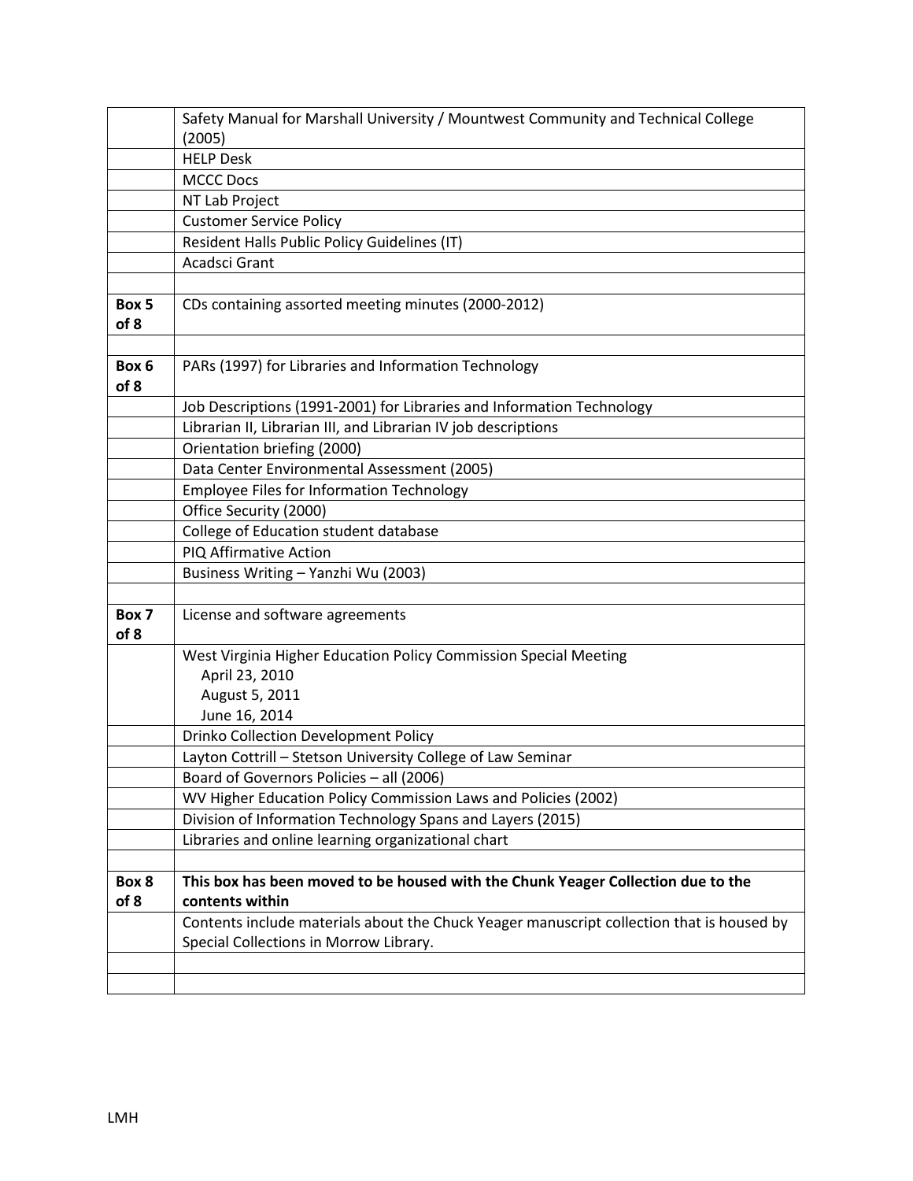| | |
|---|---|
| | Safety Manual for Marshall University / Mountwest Community and Technical College (2005) |
| | HELP Desk |
| | MCCC Docs |
| | NT Lab Project |
| | Customer Service Policy |
| | Resident Halls Public Policy Guidelines (IT) |
| | Acadsci Grant |
| | |
| **Box 5 of 8** | CDs containing assorted meeting minutes (2000-2012) |
| | |
| **Box 6 of 8** | PARs (1997) for Libraries and Information Technology |
| | Job Descriptions (1991-2001) for Libraries and Information Technology |
| | Librarian II, Librarian III, and Librarian IV job descriptions |
| | Orientation briefing (2000) |
| | Data Center Environmental Assessment (2005) |
| | Employee Files for Information Technology |
| | Office Security (2000) |
| | College of Education student database |
| | PIQ Affirmative Action |
| | Business Writing – Yanzhi Wu (2003) |
| | |
| **Box 7 of 8** | License and software agreements |
| | West Virginia Higher Education Policy Commission Special Meeting<br>April 23, 2010<br>August 5, 2011<br>June 16, 2014 |
| | Drinko Collection Development Policy |
| | Layton Cottrill – Stetson University College of Law Seminar |
| | Board of Governors Policies – all (2006) |
| | WV Higher Education Policy Commission Laws and Policies (2002) |
| | Division of Information Technology Spans and Layers (2015) |
| | Libraries and online learning organizational chart |
| | |
| **Box 8 of 8** | **This box has been moved to be housed with the Chunk Yeager Collection due to the contents within** |
| | Contents include materials about the Chuck Yeager manuscript collection that is housed by Special Collections in Morrow Library. |
| | |
| | |

LMH